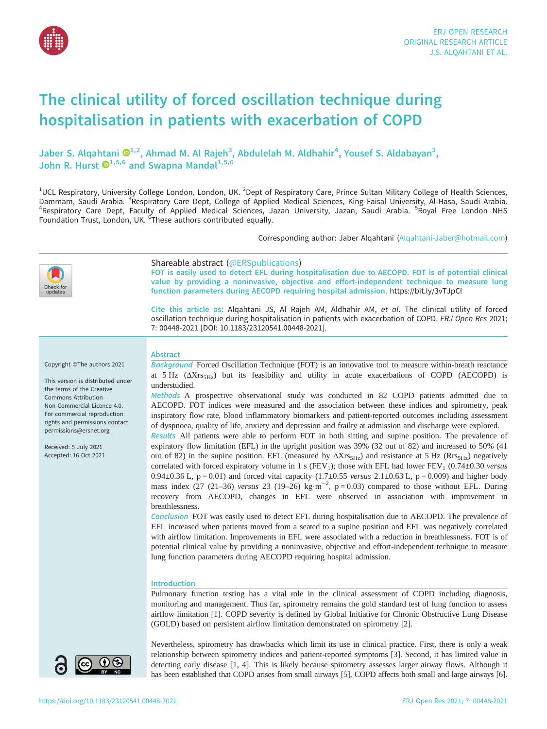# The clinical utility of forced oscillation technique during hospitalisation in patients with exacerbation of COPD

Jaber S. Alqahtani[1,2], Ahmad M. Al Rajeh[3], Abdulelah M. Aldhahir[4], Yousef S. Aldabayan[3], John R. Hurst[1,5,6] and Swapna Mandal[1,5,6]

[1]UCL Respiratory, University College London, London, UK. [2]Dept of Respiratory Care, Prince Sultan Military College of Health Sciences, Dammam, Saudi Arabia. [3]Respiratory Care Dept, College of Applied Medical Sciences, King Faisal University, Al-Hasa, Saudi Arabia. [4]Respiratory Care Dept, Faculty of Applied Medical Sciences, Jazan University, Jazan, Saudi Arabia. [5]Royal Free London NHS Foundation Trust, London, UK. [6]These authors contributed equally.

Corresponding author: Jaber Alqahtani (Alqahtani-Jaber@hotmail.com)

Shareable abstract (@ERSpublications)
FOT is easily used to detect EFL during hospitalisation due to AECOPD. FOT is of potential clinical value by providing a noninvasive, objective and effort-independent technique to measure lung function parameters during AECOPD requiring hospital admission. https://bit.ly/3vTJpCI

Cite this article as: Alqahtani JS, Al Rajeh AM, Aldhahir AM, *et al*. The clinical utility of forced oscillation technique during hospitalisation in patients with exacerbation of COPD. *ERJ Open Res* 2021; 7: 00448-2021 [DOI: 10.1183/23120541.00448-2021].

Copyright ©The authors 2021

This version is distributed under the terms of the Creative Commons Attribution Non-Commercial Licence 4.0. For commercial reproduction rights and permissions contact permissions@ersnet.org

Received: 5 July 2021
Accepted: 16 Oct 2021

## Abstract

***Background*** Forced Oscillation Technique (FOT) is an innovative tool to measure within-breath reactance at 5 Hz ($\Delta Xrs_{5Hz}$) but its feasibility and utility in acute exacerbations of COPD (AECOPD) is understudied.

***Methods*** A prospective observational study was conducted in 82 COPD patients admitted due to AECOPD. FOT indices were measured and the association between these indices and spirometry, peak inspiratory flow rate, blood inflammatory biomarkers and patient-reported outcomes including assessment of dyspnoea, quality of life, anxiety and depression and frailty at admission and discharge were explored.

***Results*** All patients were able to perform FOT in both sitting and supine position. The prevalence of expiratory flow limitation (EFL) in the upright position was 39% (32 out of 82) and increased to 50% (41 out of 82) in the supine position. EFL (measured by $\Delta Xrs_{5Hz}$) and resistance at 5 Hz ($Rrs_{5Hz}$) negatively correlated with forced expiratory volume in 1 s ($FEV_1$); those with EFL had lower $FEV_1$ (0.74±0.30 *versus* 0.94±0.36 L, p = 0.01) and forced vital capacity (1.7±0.55 *versus* 2.1±0.63 L, p = 0.009) and higher body mass index (27 (21–36) *versus* 23 (19–26) $kg \cdot m^{-2}$, p = 0.03) compared to those without EFL. During recovery from AECOPD, changes in EFL were observed in association with improvement in breathlessness.

***Conclusion*** FOT was easily used to detect EFL during hospitalisation due to AECOPD. The prevalence of EFL increased when patients moved from a seated to a supine position and EFL was negatively correlated with airflow limitation. Improvements in EFL were associated with a reduction in breathlessness. FOT is of potential clinical value by providing a noninvasive, objective and effort-independent technique to measure lung function parameters during AECOPD requiring hospital admission.

## Introduction

Pulmonary function testing has a vital role in the clinical assessment of COPD including diagnosis, monitoring and management. Thus far, spirometry remains the gold standard test of lung function to assess airflow limitation [1]. COPD severity is defined by Global Initiative for Chronic Obstructive Lung Disease (GOLD) based on persistent airflow limitation demonstrated on spirometry [2].

Nevertheless, spirometry has drawbacks which limit its use in clinical practice. First, there is only a weak relationship between spirometry indices and patient-reported symptoms [3]. Second, it has limited value in detecting early disease [1, 4]. This is likely because spirometry assesses larger airway flows. Although it has been established that COPD arises from small airways [5], COPD affects both small and large airways [6].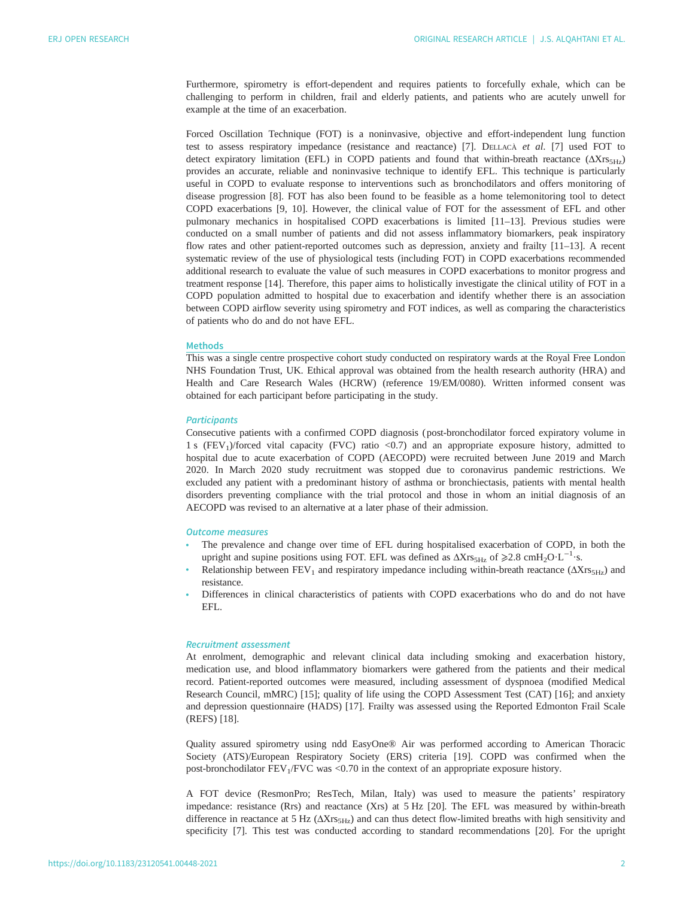Furthermore, spirometry is effort-dependent and requires patients to forcefully exhale, which can be challenging to perform in children, frail and elderly patients, and patients who are acutely unwell for example at the time of an exacerbation.

Forced Oscillation Technique (FOT) is a noninvasive, objective and effort-independent lung function test to assess respiratory impedance (resistance and reactance) [7]. Dellacà *et al.* [7] used FOT to detect expiratory limitation (EFL) in COPD patients and found that within-breath reactance ($\Delta Xrs_{5Hz}$) provides an accurate, reliable and noninvasive technique to identify EFL. This technique is particularly useful in COPD to evaluate response to interventions such as bronchodilators and offers monitoring of disease progression [8]. FOT has also been found to be feasible as a home telemonitoring tool to detect COPD exacerbations [9, 10]. However, the clinical value of FOT for the assessment of EFL and other pulmonary mechanics in hospitalised COPD exacerbations is limited [11–13]. Previous studies were conducted on a small number of patients and did not assess inflammatory biomarkers, peak inspiratory flow rates and other patient-reported outcomes such as depression, anxiety and frailty [11–13]. A recent systematic review of the use of physiological tests (including FOT) in COPD exacerbations recommended additional research to evaluate the value of such measures in COPD exacerbations to monitor progress and treatment response [14]. Therefore, this paper aims to holistically investigate the clinical utility of FOT in a COPD population admitted to hospital due to exacerbation and identify whether there is an association between COPD airflow severity using spirometry and FOT indices, as well as comparing the characteristics of patients who do and do not have EFL.

## Methods

This was a single centre prospective cohort study conducted on respiratory wards at the Royal Free London NHS Foundation Trust, UK. Ethical approval was obtained from the health research authority (HRA) and Health and Care Research Wales (HCRW) (reference 19/EM/0080). Written informed consent was obtained for each participant before participating in the study.

### Participants

Consecutive patients with a confirmed COPD diagnosis (post-bronchodilator forced expiratory volume in 1 s ($FEV_1$)/forced vital capacity (FVC) ratio <0.7) and an appropriate exposure history, admitted to hospital due to acute exacerbation of COPD (AECOPD) were recruited between June 2019 and March 2020. In March 2020 study recruitment was stopped due to coronavirus pandemic restrictions. We excluded any patient with a predominant history of asthma or bronchiectasis, patients with mental health disorders preventing compliance with the trial protocol and those in whom an initial diagnosis of an AECOPD was revised to an alternative at a later phase of their admission.

### Outcome measures

- The prevalence and change over time of EFL during hospitalised exacerbation of COPD, in both the upright and supine positions using FOT. EFL was defined as $\Delta Xrs_{5Hz}$ of $\geqslant 2.8\ cmH_2O \cdot L^{-1} \cdot s$.
- Relationship between $FEV_1$ and respiratory impedance including within-breath reactance ($\Delta Xrs_{5Hz}$) and resistance.
- Differences in clinical characteristics of patients with COPD exacerbations who do and do not have EFL.

### Recruitment assessment

At enrolment, demographic and relevant clinical data including smoking and exacerbation history, medication use, and blood inflammatory biomarkers were gathered from the patients and their medical record. Patient-reported outcomes were measured, including assessment of dyspnoea (modified Medical Research Council, mMRC) [15]; quality of life using the COPD Assessment Test (CAT) [16]; and anxiety and depression questionnaire (HADS) [17]. Frailty was assessed using the Reported Edmonton Frail Scale (REFS) [18].

Quality assured spirometry using ndd EasyOne® Air was performed according to American Thoracic Society (ATS)/European Respiratory Society (ERS) criteria [19]. COPD was confirmed when the post-bronchodilator $FEV_1$/FVC was <0.70 in the context of an appropriate exposure history.

A FOT device (ResmonPro; ResTech, Milan, Italy) was used to measure the patients' respiratory impedance: resistance (Rrs) and reactance (Xrs) at 5 Hz [20]. The EFL was measured by within-breath difference in reactance at 5 Hz ($\Delta Xrs_{5Hz}$) and can thus detect flow-limited breaths with high sensitivity and specificity [7]. This test was conducted according to standard recommendations [20]. For the upright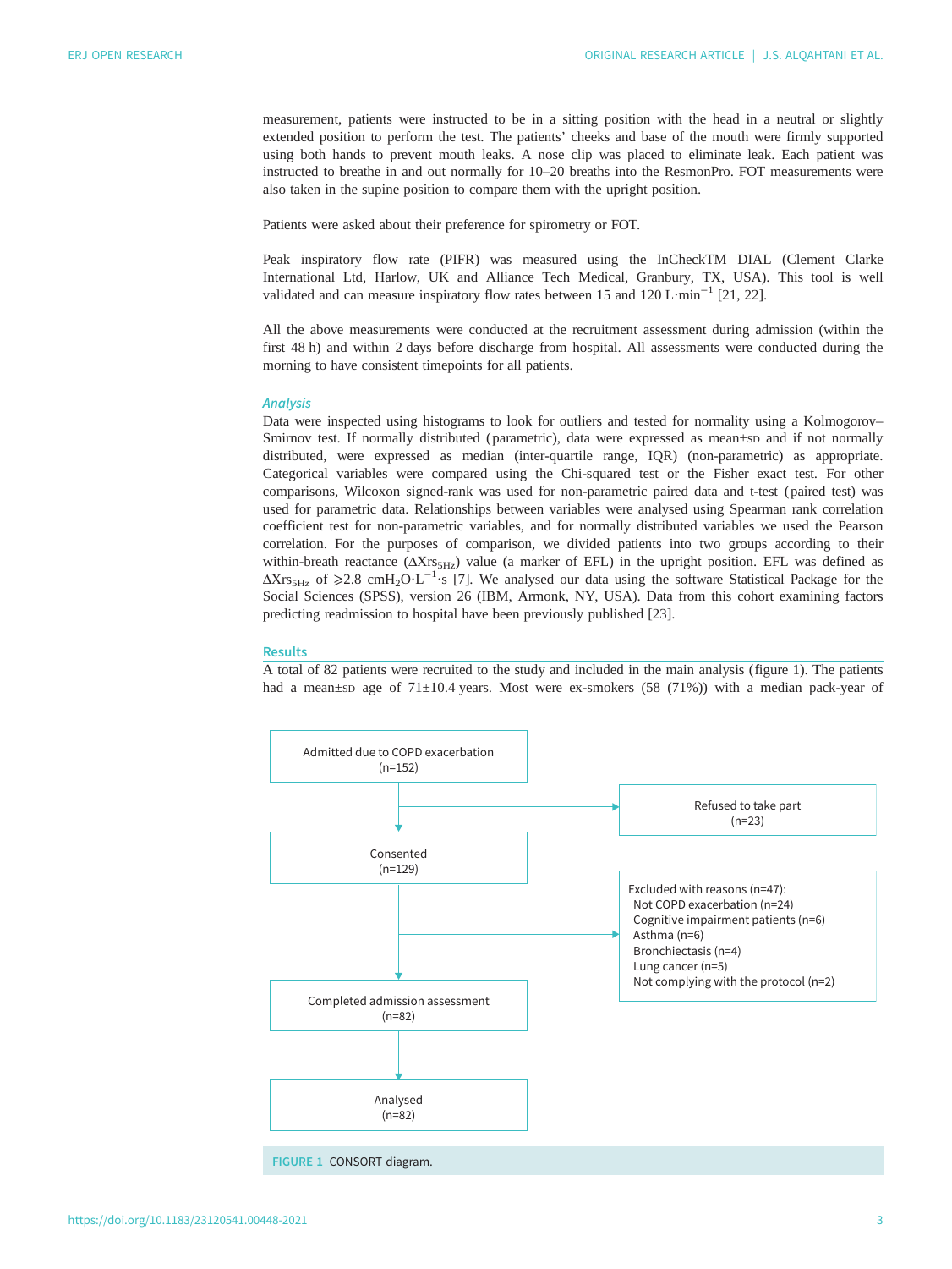measurement, patients were instructed to be in a sitting position with the head in a neutral or slightly extended position to perform the test. The patients' cheeks and base of the mouth were firmly supported using both hands to prevent mouth leaks. A nose clip was placed to eliminate leak. Each patient was instructed to breathe in and out normally for 10–20 breaths into the ResmonPro. FOT measurements were also taken in the supine position to compare them with the upright position.

Patients were asked about their preference for spirometry or FOT.

Peak inspiratory flow rate (PIFR) was measured using the InCheckTM DIAL (Clement Clarke International Ltd, Harlow, UK and Alliance Tech Medical, Granbury, TX, USA). This tool is well validated and can measure inspiratory flow rates between 15 and 120 $L \cdot min^{-1}$ [21, 22].

All the above measurements were conducted at the recruitment assessment during admission (within the first 48 h) and within 2 days before discharge from hospital. All assessments were conducted during the morning to have consistent timepoints for all patients.

### Analysis

Data were inspected using histograms to look for outliers and tested for normality using a Kolmogorov–Smirnov test. If normally distributed (parametric), data were expressed as mean±SD and if not normally distributed, were expressed as median (inter-quartile range, IQR) (non-parametric) as appropriate. Categorical variables were compared using the Chi-squared test or the Fisher exact test. For other comparisons, Wilcoxon signed-rank was used for non-parametric paired data and t-test (paired test) was used for parametric data. Relationships between variables were analysed using Spearman rank correlation coefficient test for non-parametric variables, and for normally distributed variables we used the Pearson correlation. For the purposes of comparison, we divided patients into two groups according to their within-breath reactance ($\Delta Xrs_{5Hz}$) value (a marker of EFL) in the upright position. EFL was defined as $\Delta Xrs_{5Hz}$ of $\geqslant$2.8 $cmH_2O \cdot L^{-1} \cdot s$ [7]. We analysed our data using the software Statistical Package for the Social Sciences (SPSS), version 26 (IBM, Armonk, NY, USA). Data from this cohort examining factors predicting readmission to hospital have been previously published [23].

## Results

A total of 82 patients were recruited to the study and included in the main analysis (figure 1). The patients had a mean±SD age of 71±10.4 years. Most were ex-smokers (58 (71%)) with a median pack-year of

Admitted due to COPD exacerbation (n=152)
→ Refused to take part (n=23)
Consented (n=129)
→ Excluded with reasons (n=47):
- Not COPD exacerbation (n=24)
- Cognitive impairment patients (n=6)
- Asthma (n=6)
- Bronchiectasis (n=4)
- Lung cancer (n=5)
- Not complying with the protocol (n=2)

Completed admission assessment (n=82)
Analysed (n=82)

FIGURE 1 CONSORT diagram.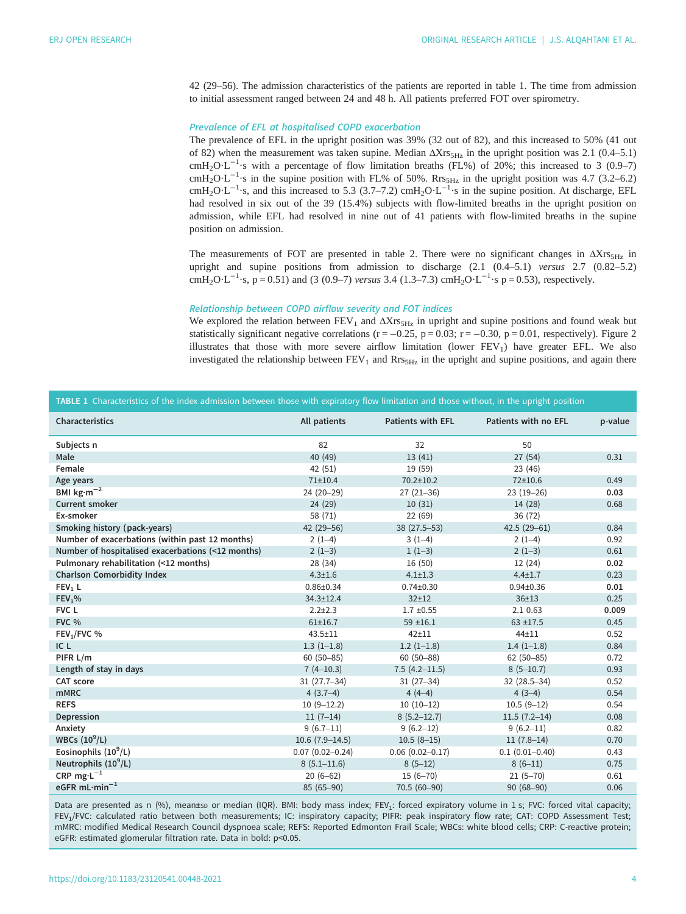42 (29–56). The admission characteristics of the patients are reported in table 1. The time from admission to initial assessment ranged between 24 and 48 h. All patients preferred FOT over spirometry.

### Prevalence of EFL at hospitalised COPD exacerbation

The prevalence of EFL in the upright position was 39% (32 out of 82), and this increased to 50% (41 out of 82) when the measurement was taken supine. Median $\Delta Xrs_{5Hz}$ in the upright position was 2.1 (0.4–5.1) $cmH_2O \cdot L^{-1} \cdot s$ with a percentage of flow limitation breaths (FL%) of 20%; this increased to 3 (0.9–7) $cmH_2O \cdot L^{-1} \cdot s$ in the supine position with FL% of 50%. $Rrs_{5Hz}$ in the upright position was 4.7 (3.2–6.2) $cmH_2O \cdot L^{-1} \cdot s$, and this increased to 5.3 (3.7–7.2) $cmH_2O \cdot L^{-1} \cdot s$ in the supine position. At discharge, EFL had resolved in six out of the 39 (15.4%) subjects with flow-limited breaths in the upright position on admission, while EFL had resolved in nine out of 41 patients with flow-limited breaths in the supine position on admission.

The measurements of FOT are presented in table 2. There were no significant changes in $\Delta Xrs_{5Hz}$ in upright and supine positions from admission to discharge (2.1 (0.4–5.1) *versus* 2.7 (0.82–5.2) $cmH_2O \cdot L^{-1} \cdot s$, $p=0.51$) and (3 (0.9–7) *versus* 3.4 (1.3–7.3) $cmH_2O \cdot L^{-1} \cdot s$ $p=0.53$), respectively.

### Relationship between COPD airflow severity and FOT indices

We explored the relation between $FEV_1$ and $\Delta Xrs_{5Hz}$ in upright and supine positions and found weak but statistically significant negative correlations ($r=-0.25$, $p=0.03$; $r=-0.30$, $p=0.01$, respectively). Figure 2 illustrates that those with more severe airflow limitation (lower $FEV_1$) have greater EFL. We also investigated the relationship between $FEV_1$ and $Rrs_{5Hz}$ in the upright and supine positions, and again there

**TABLE 1** Characteristics of the index admission between those with expiratory flow limitation and those without, in the upright position

| Characteristics | All patients | Patients with EFL | Patients with no EFL | p-value |
|---|---|---|---|---|
| Subjects n | 82 | 32 | 50 | |
| Male | 40 (49) | 13 (41) | 27 (54) | 0.31 |
| Female | 42 (51) | 19 (59) | 23 (46) | |
| Age years | 71±10.4 | 70.2±10.2 | 72±10.6 | 0.49 |
| BMI $kg \cdot m^{-2}$ | 24 (20–29) | 27 (21–36) | 23 (19–26) | **0.03** |
| Current smoker | 24 (29) | 10 (31) | 14 (28) | 0.68 |
| Ex-smoker | 58 (71) | 22 (69) | 36 (72) | |
| Smoking history (pack-years) | 42 (29–56) | 38 (27.5–53) | 42.5 (29–61) | 0.84 |
| Number of exacerbations (within past 12 months) | 2 (1–4) | 3 (1–4) | 2 (1–4) | 0.92 |
| Number of hospitalised exacerbations (<12 months) | 2 (1–3) | 1 (1–3) | 2 (1–3) | 0.61 |
| Pulmonary rehabilitation (<12 months) | 28 (34) | 16 (50) | 12 (24) | **0.02** |
| Charlson Comorbidity Index | 4.3±1.6 | 4.1±1.3 | 4.4±1.7 | 0.23 |
| $FEV_1$ L | 0.86±0.34 | 0.74±0.30 | 0.94±0.36 | **0.01** |
| $FEV_1$% | 34.3±12.4 | 32±12 | 36±13 | 0.25 |
| FVC L | 2.2±2.3 | 1.7 ±0.55 | 2.1 0.63 | **0.009** |
| FVC % | 61±16.7 | 59 ±16.1 | 63 ±17.5 | 0.45 |
| $FEV_1$/FVC % | 43.5±11 | 42±11 | 44±11 | 0.52 |
| IC L | 1.3 (1–1.8) | 1.2 (1–1.8) | 1.4 (1–1.8) | 0.84 |
| PIFR L/m | 60 (50–85) | 60 (50–88) | 62 (50–85) | 0.72 |
| Length of stay in days | 7 (4–10.3) | 7.5 (4.2–11.5) | 8 (5–10.7) | 0.93 |
| CAT score | 31 (27.7–34) | 31 (27–34) | 32 (28.5–34) | 0.52 |
| mMRC | 4 (3.7–4) | 4 (4–4) | 4 (3–4) | 0.54 |
| REFS | 10 (9–12.2) | 10 (10–12) | 10.5 (9–12) | 0.54 |
| Depression | 11 (7–14) | 8 (5.2–12.7) | 11.5 (7.2–14) | 0.08 |
| Anxiety | 9 (6.7–11) | 9 (6.2–12) | 9 (6.2–11) | 0.82 |
| WBCs ($10^9$/L) | 10.6 (7.9–14.5) | 10.5 (8–15) | 11 (7.8–14) | 0.70 |
| Eosinophils ($10^9$/L) | 0.07 (0.02–0.24) | 0.06 (0.02–0.17) | 0.1 (0.01–0.40) | 0.43 |
| Neutrophils ($10^9$/L) | 8 (5.1–11.6) | 8 (5–12) | 8 (6–11) | 0.75 |
| CRP $mg \cdot L^{-1}$ | 20 (6–62) | 15 (6–70) | 21 (5–70) | 0.61 |
| eGFR $mL \cdot min^{-1}$ | 85 (65–90) | 70.5 (60–90) | 90 (68–90) | 0.06 |

Data are presented as n (%), mean±SD or median (IQR). BMI: body mass index; $FEV_1$: forced expiratory volume in 1 s; FVC: forced vital capacity; $FEV_1$/FVC: calculated ratio between both measurements; IC: inspiratory capacity; PIFR: peak inspiratory flow rate; CAT: COPD Assessment Test; mMRC: modified Medical Research Council dyspnoea scale; REFS: Reported Edmonton Frail Scale; WBCs: white blood cells; CRP: C-reactive protein; eGFR: estimated glomerular filtration rate. Data in bold: $p<0.05$.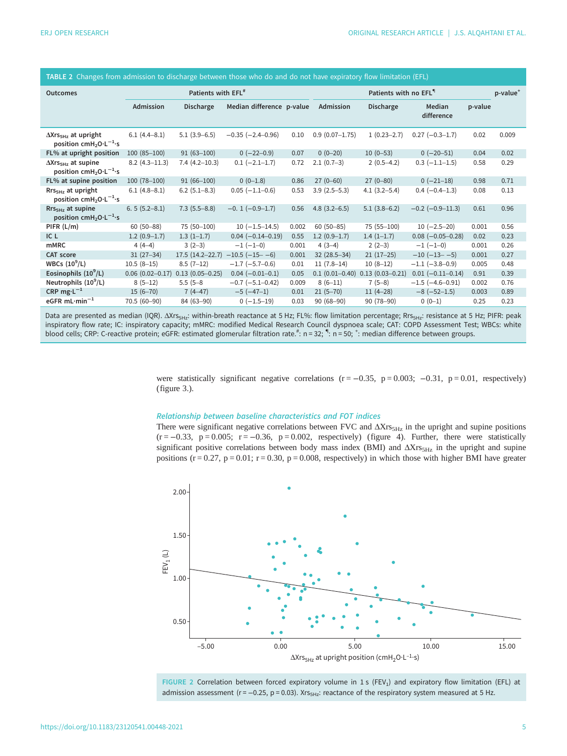**TABLE 2** Changes from admission to discharge between those who do and do not have expiratory flow limitation (EFL)

| Outcomes | Patients with EFL[#] | | | | Patients with no EFL[¶] | | | | p-value[+] |
|---|---|---|---|---|---|---|---|---|---|
| | Admission | Discharge | Median difference | p-value | Admission | Discharge | Median difference | p-value | |
| $\Delta Xrs_{5Hz}$ at upright position $cmH_2O \cdot L^{-1} \cdot s$ | 6.1 (4.4–8.1) | 5.1 (3.9–6.5) | −0.35 (−2.4–0.96) | 0.10 | 0.9 (0.07–1.75) | 1 (0.23–2.7) | 0.27 (−0.3–1.7) | 0.02 | 0.009 |
| FL% at upright position | 100 (85–100) | 91 (63–100) | 0 (−22–0.9) | 0.07 | 0 (0–20) | 10 (0–53) | 0 (−20–51) | 0.04 | 0.02 |
| $\Delta Xrs_{5Hz}$ at supine position $cmH_2O \cdot L^{-1} \cdot s$ | 8.2 (4.3–11.3) | 7.4 (4.2–10.3) | 0.1 (−2.1–1.7) | 0.72 | 2.1 (0.7–3) | 2 (0.5–4.2) | 0.3 (−1.1–1.5) | 0.58 | 0.29 |
| FL% at supine position | 100 (78–100) | 91 (66–100) | 0 (0–1.8) | 0.86 | 27 (0–60) | 27 (0–80) | 0 (−21–18) | 0.98 | 0.71 |
| $Rrs_{5Hz}$ at upright position $cmH_2O \cdot L^{-1} \cdot s$ | 6.1 (4.8–8.1) | 6.2 (5.1–8.3) | 0.05 (−1.1–0.6) | 0.53 | 3.9 (2.5–5.3) | 4.1 (3.2–5.4) | 0.4 (−0.4–1.3) | 0.08 | 0.13 |
| $Rrs_{5Hz}$ at supine position $cmH_2O \cdot L^{-1} \cdot s$ | 6. 5 (5.2–8.1) | 7.3 (5.5–8.8) | −0. 1 (−0.9–1.7) | 0.56 | 4.8 (3.2–6.5) | 5.1 (3.8–6.2) | −0.2 (−0.9–11.3) | 0.61 | 0.96 |
| PIFR (L/m) | 60 (50–88) | 75 (50–100) | 10 (−1.5–14.5) | 0.002 | 60 (50–85) | 75 (55–100) | 10 (−2.5–20) | 0.001 | 0.56 |
| IC L | 1.2 (0.9–1.7) | 1.3 (1–1.7) | 0.04 (−0.14–0.19) | 0.55 | 1.2 (0.9–1.7) | 1.4 (1–1.7) | 0.08 (−0.05–0.28) | 0.02 | 0.23 |
| mMRC | 4 (4–4) | 3 (2–3) | −1 (−1–0) | 0.001 | 4 (3–4) | 2 (2–3) | −1 (−1–0) | 0.001 | 0.26 |
| CAT score | 31 (27–34) | 17.5 (14.2–22.7) | −10.5 (−15– −6) | 0.001 | 32 (28.5–34) | 21 (17–25) | −10 (−13– −5) | 0.001 | 0.27 |
| WBCs ($10^9$/L) | 10.5 (8–15) | 8.5 (7–12) | −1.7 (−5.7–0.6) | 0.01 | 11 (7.8–14) | 10 (8–12) | −1.1 (−3.8–0.9) | 0.005 | 0.48 |
| Eosinophils ($10^9$/L) | 0.06 (0.02–0.17) | 0.13 (0.05–0.25) | 0.04 (−0.01–0.1) | 0.05 | 0.1 (0.01–0.40) | 0.13 (0.03–0.21) | 0.01 (−0.11–0.14) | 0.91 | 0.39 |
| Neutrophils ($10^9$/L) | 8 (5–12) | 5.5 (5–8 | −0.7 (−5.1–0.42) | 0.009 | 8 (6–11) | 7 (5–8) | −1.5 (−4.6–0.91) | 0.002 | 0.76 |
| CRP $mg \cdot L^{-1}$ | 15 (6–70) | 7 (4–47) | −5 (−47–1) | 0.01 | 21 (5–70) | 11 (4–28) | −8 (−52–1.5) | 0.003 | 0.89 |
| eGFR $mL \cdot min^{-1}$ | 70.5 (60–90) | 84 (63–90) | 0 (−1.5–19) | 0.03 | 90 (68–90) | 90 (78–90) | 0 (0–1) | 0.25 | 0.23 |

Data are presented as median (IQR). $\Delta Xrs_{5Hz}$: within-breath reactance at 5 Hz; FL%: flow limitation percentage; $Rrs_{5Hz}$: resistance at 5 Hz; PIFR: peak inspiratory flow rate; IC: inspiratory capacity; mMRC: modified Medical Research Council dyspnoea scale; CAT: COPD Assessment Test; WBCs: white blood cells; CRP: C-reactive protein; eGFR: estimated glomerular filtration rate. [#]: n = 32; [¶]: n = 50; [+]: median difference between groups.

were statistically significant negative correlations ($r = -0.35$, $p = 0.003$; $-0.31$, $p = 0.01$, respectively) (figure 3.).

### *Relationship between baseline characteristics and FOT indices*

There were significant negative correlations between FVC and $\Delta Xrs_{5Hz}$ in the upright and supine positions ($r = -0.33$, $p = 0.005$; $r = -0.36$, $p = 0.002$, respectively) (figure 4). Further, there were statistically significant positive correlations between body mass index (BMI) and $\Delta Xrs_{5Hz}$ in the upright and supine positions ($r = 0.27$, $p = 0.01$; $r = 0.30$, $p = 0.008$, respectively) in which those with higher BMI have greater

**FIGURE 2** Correlation between forced expiratory volume in 1 s ($FEV_1$) and expiratory flow limitation (EFL) at admission assessment ($r = -0.25$, $p = 0.03$). $Xrs_{5Hz}$: reactance of the respiratory system measured at 5 Hz.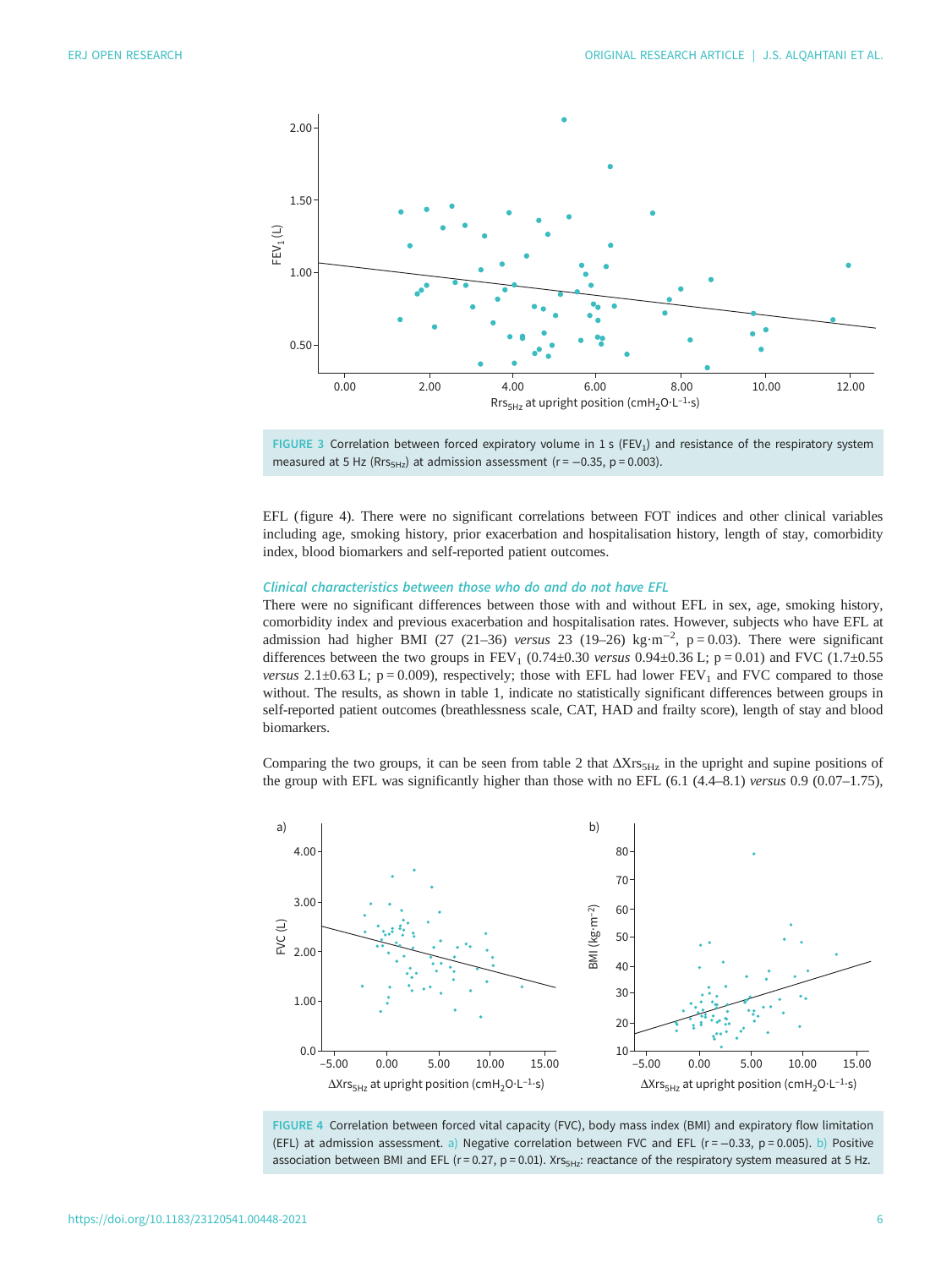FIGURE 3 Correlation between forced expiratory volume in 1 s ($FEV_1$) and resistance of the respiratory system measured at 5 Hz ($Rrs_{5Hz}$) at admission assessment (r = −0.35, p = 0.003).

EFL (figure 4). There were no significant correlations between FOT indices and other clinical variables including age, smoking history, prior exacerbation and hospitalisation history, length of stay, comorbidity index, blood biomarkers and self-reported patient outcomes.

### *Clinical characteristics between those who do and do not have EFL*

There were no significant differences between those with and without EFL in sex, age, smoking history, comorbidity index and previous exacerbation and hospitalisation rates. However, subjects who have EFL at admission had higher BMI (27 (21–36) *versus* 23 (19–26) $kg \cdot m^{-2}$, p = 0.03). There were significant differences between the two groups in $FEV_1$ (0.74±0.30 *versus* 0.94±0.36 L; p = 0.01) and FVC (1.7±0.55 *versus* 2.1±0.63 L; p = 0.009), respectively; those with EFL had lower $FEV_1$ and FVC compared to those without. The results, as shown in table 1, indicate no statistically significant differences between groups in self-reported patient outcomes (breathlessness scale, CAT, HAD and frailty score), length of stay and blood biomarkers.

Comparing the two groups, it can be seen from table 2 that $\Delta Xrs_{5Hz}$ in the upright and supine positions of the group with EFL was significantly higher than those with no EFL (6.1 (4.4–8.1) *versus* 0.9 (0.07–1.75),

FIGURE 4 Correlation between forced vital capacity (FVC), body mass index (BMI) and expiratory flow limitation (EFL) at admission assessment. a) Negative correlation between FVC and EFL (r = −0.33, p = 0.005). b) Positive association between BMI and EFL (r = 0.27, p = 0.01). $Xrs_{5Hz}$: reactance of the respiratory system measured at 5 Hz.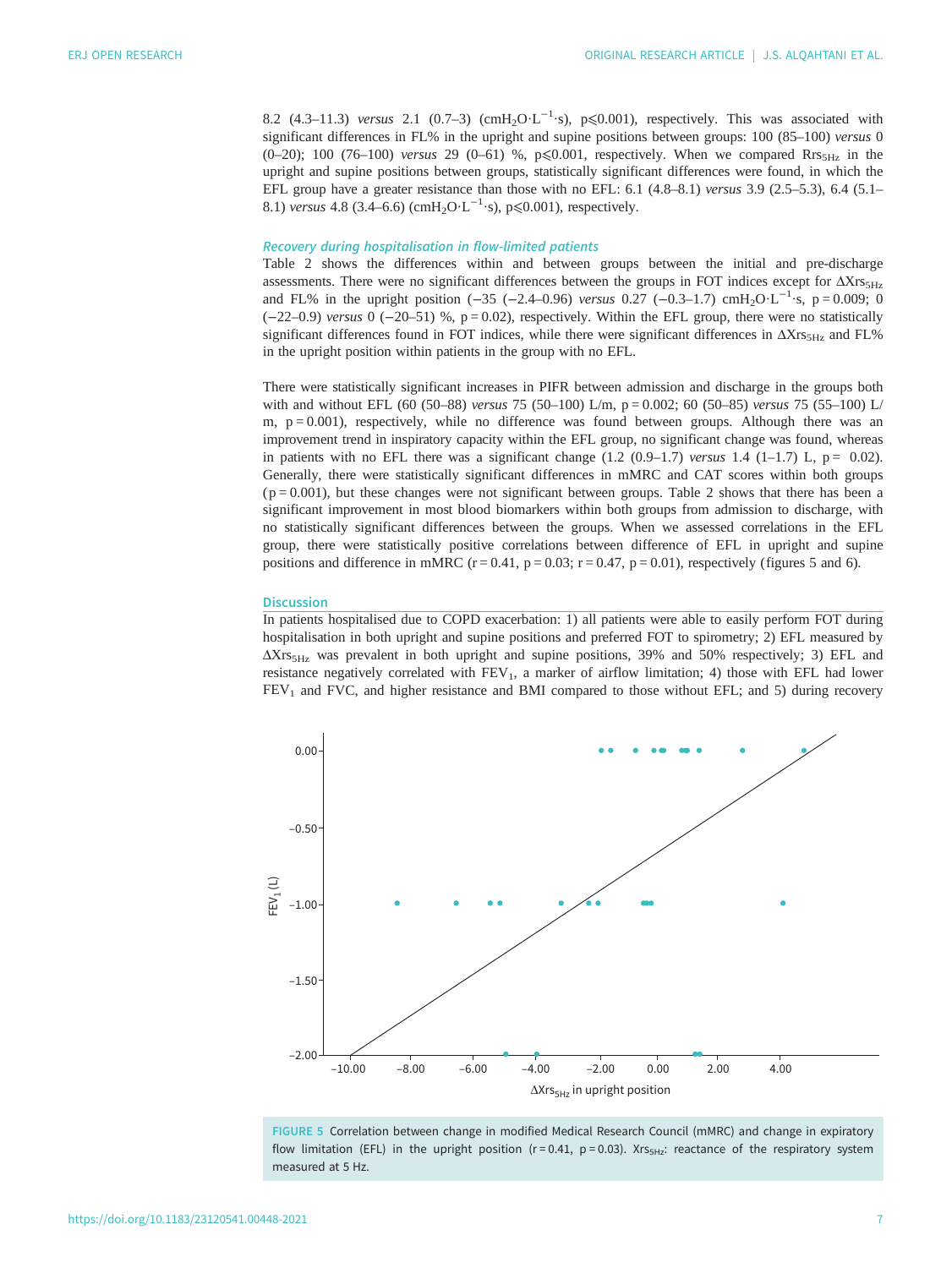8.2 (4.3–11.3) *versus* 2.1 (0.7–3) ($cmH_2O \cdot L^{-1} \cdot s$), $p \leqslant 0.001$), respectively. This was associated with significant differences in FL% in the upright and supine positions between groups: 100 (85–100) *versus* 0 (0–20); 100 (76–100) *versus* 29 (0–61) %, $p \leqslant 0.001$, respectively. When we compared $Rrs_{5Hz}$ in the upright and supine positions between groups, statistically significant differences were found, in which the EFL group have a greater resistance than those with no EFL: 6.1 (4.8–8.1) *versus* 3.9 (2.5–5.3), 6.4 (5.1–8.1) *versus* 4.8 (3.4–6.6) ($cmH_2O \cdot L^{-1} \cdot s$), $p \leqslant 0.001$), respectively.

### Recovery during hospitalisation in flow-limited patients

Table 2 shows the differences within and between groups between the initial and pre-discharge assessments. There were no significant differences between the groups in FOT indices except for $\Delta Xrs_{5Hz}$ and FL% in the upright position (−35 (−2.4–0.96) *versus* 0.27 (−0.3–1.7) $cmH_2O \cdot L^{-1} \cdot s$, $p = 0.009$; 0 (−22–0.9) *versus* 0 (−20–51) %, $p = 0.02$), respectively. Within the EFL group, there were no statistically significant differences found in FOT indices, while there were significant differences in $\Delta Xrs_{5Hz}$ and FL% in the upright position within patients in the group with no EFL.

There were statistically significant increases in PIFR between admission and discharge in the groups both with and without EFL (60 (50–88) *versus* 75 (50–100) L/m, $p = 0.002$; 60 (50–85) *versus* 75 (55–100) L/m, $p = 0.001$), respectively, while no difference was found between groups. Although there was an improvement trend in inspiratory capacity within the EFL group, no significant change was found, whereas in patients with no EFL there was a significant change (1.2 (0.9–1.7) *versus* 1.4 (1–1.7) L, $p = 0.02$). Generally, there were statistically significant differences in mMRC and CAT scores within both groups ($p = 0.001$), but these changes were not significant between groups. Table 2 shows that there has been a significant improvement in most blood biomarkers within both groups from admission to discharge, with no statistically significant differences between the groups. When we assessed correlations in the EFL group, there were statistically positive correlations between difference of EFL in upright and supine positions and difference in mMRC ($r = 0.41$, $p = 0.03$; $r = 0.47$, $p = 0.01$), respectively (figures 5 and 6).

## Discussion

In patients hospitalised due to COPD exacerbation: 1) all patients were able to easily perform FOT during hospitalisation in both upright and supine positions and preferred FOT to spirometry; 2) EFL measured by $\Delta Xrs_{5Hz}$ was prevalent in both upright and supine positions, 39% and 50% respectively; 3) EFL and resistance negatively correlated with $FEV_1$, a marker of airflow limitation; 4) those with EFL had lower $FEV_1$ and FVC, and higher resistance and BMI compared to those without EFL; and 5) during recovery

FIGURE 5 Correlation between change in modified Medical Research Council (mMRC) and change in expiratory flow limitation (EFL) in the upright position ($r = 0.41$, $p = 0.03$). $Xrs_{5Hz}$: reactance of the respiratory system measured at 5 Hz.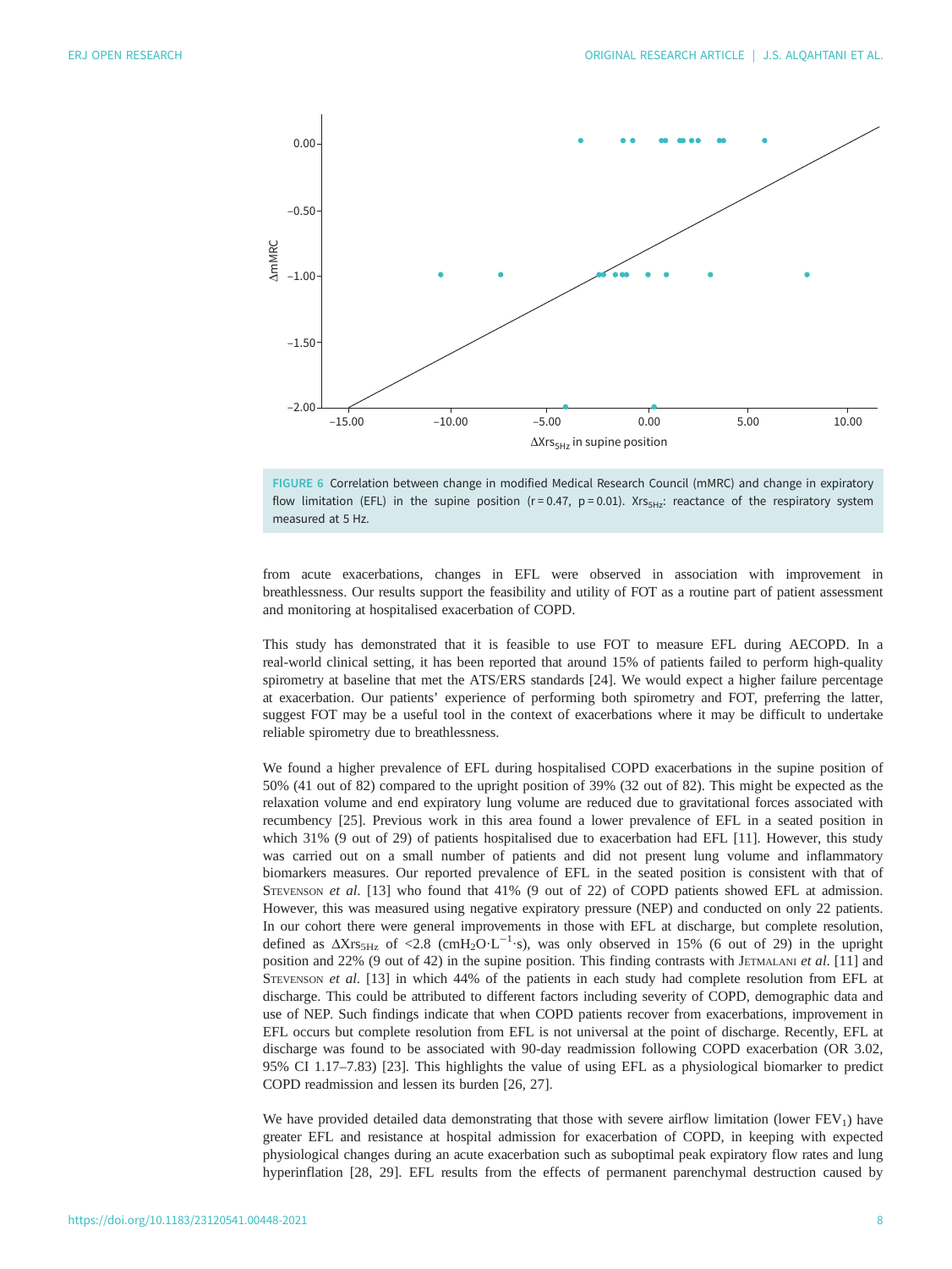FIGURE 6 Correlation between change in modified Medical Research Council (mMRC) and change in expiratory flow limitation (EFL) in the supine position (r = 0.47, p = 0.01). $Xrs_{5Hz}$: reactance of the respiratory system measured at 5 Hz.

from acute exacerbations, changes in EFL were observed in association with improvement in breathlessness. Our results support the feasibility and utility of FOT as a routine part of patient assessment and monitoring at hospitalised exacerbation of COPD.

This study has demonstrated that it is feasible to use FOT to measure EFL during AECOPD. In a real-world clinical setting, it has been reported that around 15% of patients failed to perform high-quality spirometry at baseline that met the ATS/ERS standards [24]. We would expect a higher failure percentage at exacerbation. Our patients' experience of performing both spirometry and FOT, preferring the latter, suggest FOT may be a useful tool in the context of exacerbations where it may be difficult to undertake reliable spirometry due to breathlessness.

We found a higher prevalence of EFL during hospitalised COPD exacerbations in the supine position of 50% (41 out of 82) compared to the upright position of 39% (32 out of 82). This might be expected as the relaxation volume and end expiratory lung volume are reduced due to gravitational forces associated with recumbency [25]. Previous work in this area found a lower prevalence of EFL in a seated position in which 31% (9 out of 29) of patients hospitalised due to exacerbation had EFL [11]. However, this study was carried out on a small number of patients and did not present lung volume and inflammatory biomarkers measures. Our reported prevalence of EFL in the seated position is consistent with that of STEVENSON *et al.* [13] who found that 41% (9 out of 22) of COPD patients showed EFL at admission. However, this was measured using negative expiratory pressure (NEP) and conducted on only 22 patients. In our cohort there were general improvements in those with EFL at discharge, but complete resolution, defined as $\Delta Xrs_{5Hz}$ of <2.8 ($cmH_2O \cdot L^{-1} \cdot s$), was only observed in 15% (6 out of 29) in the upright position and 22% (9 out of 42) in the supine position. This finding contrasts with JETMALANI *et al.* [11] and STEVENSON *et al.* [13] in which 44% of the patients in each study had complete resolution from EFL at discharge. This could be attributed to different factors including severity of COPD, demographic data and use of NEP. Such findings indicate that when COPD patients recover from exacerbations, improvement in EFL occurs but complete resolution from EFL is not universal at the point of discharge. Recently, EFL at discharge was found to be associated with 90-day readmission following COPD exacerbation (OR 3.02, 95% CI 1.17–7.83) [23]. This highlights the value of using EFL as a physiological biomarker to predict COPD readmission and lessen its burden [26, 27].

We have provided detailed data demonstrating that those with severe airflow limitation (lower $FEV_1$) have greater EFL and resistance at hospital admission for exacerbation of COPD, in keeping with expected physiological changes during an acute exacerbation such as suboptimal peak expiratory flow rates and lung hyperinflation [28, 29]. EFL results from the effects of permanent parenchymal destruction caused by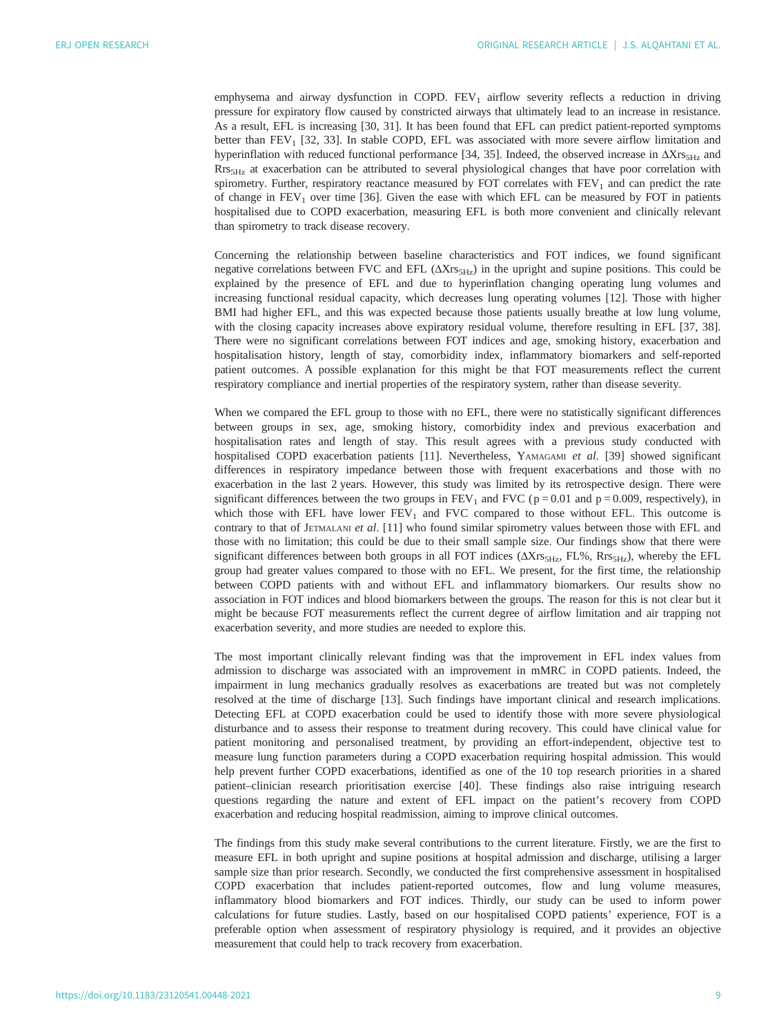emphysema and airway dysfunction in COPD. $FEV_1$ airflow severity reflects a reduction in driving pressure for expiratory flow caused by constricted airways that ultimately lead to an increase in resistance. As a result, EFL is increasing [30, 31]. It has been found that EFL can predict patient-reported symptoms better than $FEV_1$ [32, 33]. In stable COPD, EFL was associated with more severe airflow limitation and hyperinflation with reduced functional performance [34, 35]. Indeed, the observed increase in $\Delta Xrs_{5Hz}$ and $Rrs_{5Hz}$ at exacerbation can be attributed to several physiological changes that have poor correlation with spirometry. Further, respiratory reactance measured by FOT correlates with $FEV_1$ and can predict the rate of change in $FEV_1$ over time [36]. Given the ease with which EFL can be measured by FOT in patients hospitalised due to COPD exacerbation, measuring EFL is both more convenient and clinically relevant than spirometry to track disease recovery.

Concerning the relationship between baseline characteristics and FOT indices, we found significant negative correlations between FVC and EFL ($\Delta Xrs_{5Hz}$) in the upright and supine positions. This could be explained by the presence of EFL and due to hyperinflation changing operating lung volumes and increasing functional residual capacity, which decreases lung operating volumes [12]. Those with higher BMI had higher EFL, and this was expected because those patients usually breathe at low lung volume, with the closing capacity increases above expiratory residual volume, therefore resulting in EFL [37, 38]. There were no significant correlations between FOT indices and age, smoking history, exacerbation and hospitalisation history, length of stay, comorbidity index, inflammatory biomarkers and self-reported patient outcomes. A possible explanation for this might be that FOT measurements reflect the current respiratory compliance and inertial properties of the respiratory system, rather than disease severity.

When we compared the EFL group to those with no EFL, there were no statistically significant differences between groups in sex, age, smoking history, comorbidity index and previous exacerbation and hospitalisation rates and length of stay. This result agrees with a previous study conducted with hospitalised COPD exacerbation patients [11]. Nevertheless, Yamagami *et al.* [39] showed significant differences in respiratory impedance between those with frequent exacerbations and those with no exacerbation in the last 2 years. However, this study was limited by its retrospective design. There were significant differences between the two groups in $FEV_1$ and FVC ($p = 0.01$ and $p = 0.009$, respectively), in which those with EFL have lower $FEV_1$ and FVC compared to those without EFL. This outcome is contrary to that of Jetmalani *et al.* [11] who found similar spirometry values between those with EFL and those with no limitation; this could be due to their small sample size. Our findings show that there were significant differences between both groups in all FOT indices ($\Delta Xrs_{5Hz}$, FL%, $Rrs_{5Hz}$), whereby the EFL group had greater values compared to those with no EFL. We present, for the first time, the relationship between COPD patients with and without EFL and inflammatory biomarkers. Our results show no association in FOT indices and blood biomarkers between the groups. The reason for this is not clear but it might be because FOT measurements reflect the current degree of airflow limitation and air trapping not exacerbation severity, and more studies are needed to explore this.

The most important clinically relevant finding was that the improvement in EFL index values from admission to discharge was associated with an improvement in mMRC in COPD patients. Indeed, the impairment in lung mechanics gradually resolves as exacerbations are treated but was not completely resolved at the time of discharge [13]. Such findings have important clinical and research implications. Detecting EFL at COPD exacerbation could be used to identify those with more severe physiological disturbance and to assess their response to treatment during recovery. This could have clinical value for patient monitoring and personalised treatment, by providing an effort-independent, objective test to measure lung function parameters during a COPD exacerbation requiring hospital admission. This would help prevent further COPD exacerbations, identified as one of the 10 top research priorities in a shared patient–clinician research prioritisation exercise [40]. These findings also raise intriguing research questions regarding the nature and extent of EFL impact on the patient's recovery from COPD exacerbation and reducing hospital readmission, aiming to improve clinical outcomes.

The findings from this study make several contributions to the current literature. Firstly, we are the first to measure EFL in both upright and supine positions at hospital admission and discharge, utilising a larger sample size than prior research. Secondly, we conducted the first comprehensive assessment in hospitalised COPD exacerbation that includes patient-reported outcomes, flow and lung volume measures, inflammatory blood biomarkers and FOT indices. Thirdly, our study can be used to inform power calculations for future studies. Lastly, based on our hospitalised COPD patients' experience, FOT is a preferable option when assessment of respiratory physiology is required, and it provides an objective measurement that could help to track recovery from exacerbation.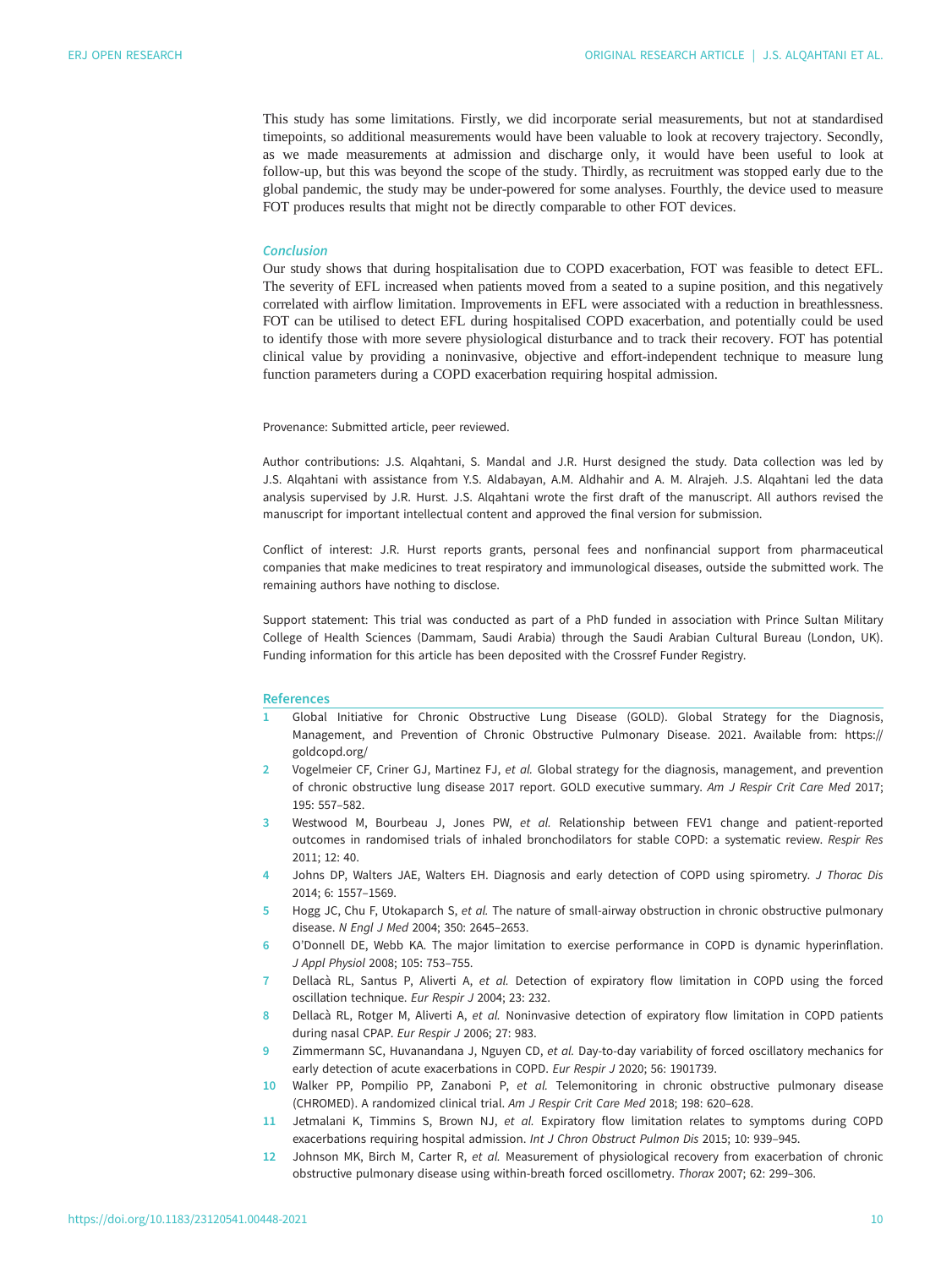This study has some limitations. Firstly, we did incorporate serial measurements, but not at standardised timepoints, so additional measurements would have been valuable to look at recovery trajectory. Secondly, as we made measurements at admission and discharge only, it would have been useful to look at follow-up, but this was beyond the scope of the study. Thirdly, as recruitment was stopped early due to the global pandemic, the study may be under-powered for some analyses. Fourthly, the device used to measure FOT produces results that might not be directly comparable to other FOT devices.

### Conclusion

Our study shows that during hospitalisation due to COPD exacerbation, FOT was feasible to detect EFL. The severity of EFL increased when patients moved from a seated to a supine position, and this negatively correlated with airflow limitation. Improvements in EFL were associated with a reduction in breathlessness. FOT can be utilised to detect EFL during hospitalised COPD exacerbation, and potentially could be used to identify those with more severe physiological disturbance and to track their recovery. FOT has potential clinical value by providing a noninvasive, objective and effort-independent technique to measure lung function parameters during a COPD exacerbation requiring hospital admission.

Provenance: Submitted article, peer reviewed.

Author contributions: J.S. Alqahtani, S. Mandal and J.R. Hurst designed the study. Data collection was led by J.S. Alqahtani with assistance from Y.S. Aldabayan, A.M. Aldhahir and A. M. Alrajeh. J.S. Alqahtani led the data analysis supervised by J.R. Hurst. J.S. Alqahtani wrote the first draft of the manuscript. All authors revised the manuscript for important intellectual content and approved the final version for submission.

Conflict of interest: J.R. Hurst reports grants, personal fees and nonfinancial support from pharmaceutical companies that make medicines to treat respiratory and immunological diseases, outside the submitted work. The remaining authors have nothing to disclose.

Support statement: This trial was conducted as part of a PhD funded in association with Prince Sultan Military College of Health Sciences (Dammam, Saudi Arabia) through the Saudi Arabian Cultural Bureau (London, UK). Funding information for this article has been deposited with the Crossref Funder Registry.

### References

1. Global Initiative for Chronic Obstructive Lung Disease (GOLD). Global Strategy for the Diagnosis, Management, and Prevention of Chronic Obstructive Pulmonary Disease. 2021. Available from: https://goldcopd.org/
2. Vogelmeier CF, Criner GJ, Martinez FJ, *et al.* Global strategy for the diagnosis, management, and prevention of chronic obstructive lung disease 2017 report. GOLD executive summary. *Am J Respir Crit Care Med* 2017; 195: 557–582.
3. Westwood M, Bourbeau J, Jones PW, *et al.* Relationship between FEV1 change and patient-reported outcomes in randomised trials of inhaled bronchodilators for stable COPD: a systematic review. *Respir Res* 2011; 12: 40.
4. Johns DP, Walters JAE, Walters EH. Diagnosis and early detection of COPD using spirometry. *J Thorac Dis* 2014; 6: 1557–1569.
5. Hogg JC, Chu F, Utokaparch S, *et al.* The nature of small-airway obstruction in chronic obstructive pulmonary disease. *N Engl J Med* 2004; 350: 2645–2653.
6. O'Donnell DE, Webb KA. The major limitation to exercise performance in COPD is dynamic hyperinflation. *J Appl Physiol* 2008; 105: 753–755.
7. Dellacà RL, Santus P, Aliverti A, *et al.* Detection of expiratory flow limitation in COPD using the forced oscillation technique. *Eur Respir J* 2004; 23: 232.
8. Dellacà RL, Rotger M, Aliverti A, *et al.* Noninvasive detection of expiratory flow limitation in COPD patients during nasal CPAP. *Eur Respir J* 2006; 27: 983.
9. Zimmermann SC, Huvanandana J, Nguyen CD, *et al.* Day-to-day variability of forced oscillatory mechanics for early detection of acute exacerbations in COPD. *Eur Respir J* 2020; 56: 1901739.
10. Walker PP, Pompilio PP, Zanaboni P, *et al.* Telemonitoring in chronic obstructive pulmonary disease (CHROMED). A randomized clinical trial. *Am J Respir Crit Care Med* 2018; 198: 620–628.
11. Jetmalani K, Timmins S, Brown NJ, *et al.* Expiratory flow limitation relates to symptoms during COPD exacerbations requiring hospital admission. *Int J Chron Obstruct Pulmon Dis* 2015; 10: 939–945.
12. Johnson MK, Birch M, Carter R, *et al.* Measurement of physiological recovery from exacerbation of chronic obstructive pulmonary disease using within-breath forced oscillometry. *Thorax* 2007; 62: 299–306.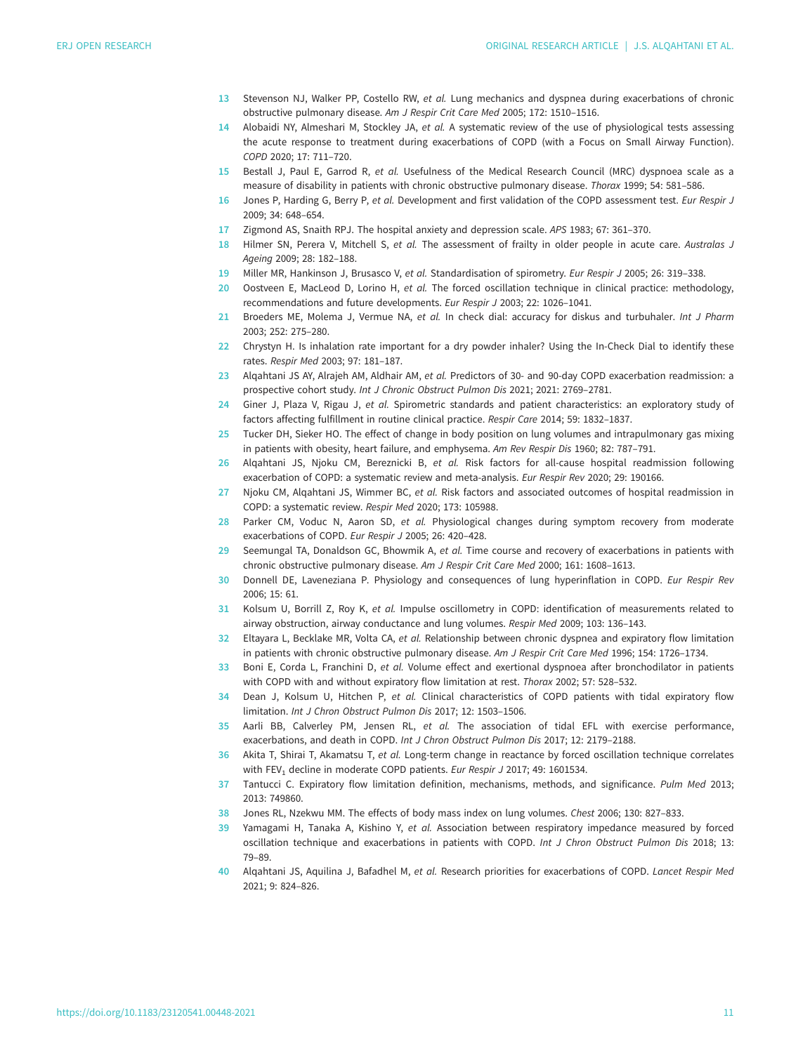13 Stevenson NJ, Walker PP, Costello RW, *et al.* Lung mechanics and dyspnea during exacerbations of chronic obstructive pulmonary disease. *Am J Respir Crit Care Med* 2005; 172: 1510–1516.

14 Alobaidi NY, Almeshari M, Stockley JA, *et al.* A systematic review of the use of physiological tests assessing the acute response to treatment during exacerbations of COPD (with a Focus on Small Airway Function). *COPD* 2020; 17: 711–720.

15 Bestall J, Paul E, Garrod R, *et al.* Usefulness of the Medical Research Council (MRC) dyspnoea scale as a measure of disability in patients with chronic obstructive pulmonary disease. *Thorax* 1999; 54: 581–586.

16 Jones P, Harding G, Berry P, *et al.* Development and first validation of the COPD assessment test. *Eur Respir J* 2009; 34: 648–654.

17 Zigmond AS, Snaith RPJ. The hospital anxiety and depression scale. *APS* 1983; 67: 361–370.

18 Hilmer SN, Perera V, Mitchell S, *et al.* The assessment of frailty in older people in acute care. *Australas J Ageing* 2009; 28: 182–188.

19 Miller MR, Hankinson J, Brusasco V, *et al.* Standardisation of spirometry. *Eur Respir J* 2005; 26: 319–338.

20 Oostveen E, MacLeod D, Lorino H, *et al.* The forced oscillation technique in clinical practice: methodology, recommendations and future developments. *Eur Respir J* 2003; 22: 1026–1041.

21 Broeders ME, Molema J, Vermue NA, *et al.* In check dial: accuracy for diskus and turbuhaler. *Int J Pharm* 2003; 252: 275–280.

22 Chrystyn H. Is inhalation rate important for a dry powder inhaler? Using the In-Check Dial to identify these rates. *Respir Med* 2003; 97: 181–187.

23 Alqahtani JS AY, Alrajeh AM, Aldhair AM, *et al.* Predictors of 30- and 90-day COPD exacerbation readmission: a prospective cohort study. *Int J Chronic Obstruct Pulmon Dis* 2021; 2021: 2769–2781.

24 Giner J, Plaza V, Rigau J, *et al.* Spirometric standards and patient characteristics: an exploratory study of factors affecting fulfillment in routine clinical practice. *Respir Care* 2014; 59: 1832–1837.

25 Tucker DH, Sieker HO. The effect of change in body position on lung volumes and intrapulmonary gas mixing in patients with obesity, heart failure, and emphysema. *Am Rev Respir Dis* 1960; 82: 787–791.

26 Alqahtani JS, Njoku CM, Bereznicki B, *et al.* Risk factors for all-cause hospital readmission following exacerbation of COPD: a systematic review and meta-analysis. *Eur Respir Rev* 2020; 29: 190166.

27 Njoku CM, Alqahtani JS, Wimmer BC, *et al.* Risk factors and associated outcomes of hospital readmission in COPD: a systematic review. *Respir Med* 2020; 173: 105988.

28 Parker CM, Voduc N, Aaron SD, *et al.* Physiological changes during symptom recovery from moderate exacerbations of COPD. *Eur Respir J* 2005; 26: 420–428.

29 Seemungal TA, Donaldson GC, Bhowmik A, *et al.* Time course and recovery of exacerbations in patients with chronic obstructive pulmonary disease. *Am J Respir Crit Care Med* 2000; 161: 1608–1613.

30 Donnell DE, Laveneziana P. Physiology and consequences of lung hyperinflation in COPD. *Eur Respir Rev* 2006; 15: 61.

31 Kolsum U, Borrill Z, Roy K, *et al.* Impulse oscillometry in COPD: identification of measurements related to airway obstruction, airway conductance and lung volumes. *Respir Med* 2009; 103: 136–143.

32 Eltayara L, Becklake MR, Volta CA, *et al.* Relationship between chronic dyspnea and expiratory flow limitation in patients with chronic obstructive pulmonary disease. *Am J Respir Crit Care Med* 1996; 154: 1726–1734.

33 Boni E, Corda L, Franchini D, *et al.* Volume effect and exertional dyspnoea after bronchodilator in patients with COPD with and without expiratory flow limitation at rest. *Thorax* 2002; 57: 528–532.

34 Dean J, Kolsum U, Hitchen P, *et al.* Clinical characteristics of COPD patients with tidal expiratory flow limitation. *Int J Chron Obstruct Pulmon Dis* 2017; 12: 1503–1506.

35 Aarli BB, Calverley PM, Jensen RL, *et al.* The association of tidal EFL with exercise performance, exacerbations, and death in COPD. *Int J Chron Obstruct Pulmon Dis* 2017; 12: 2179–2188.

36 Akita T, Shirai T, Akamatsu T, *et al.* Long-term change in reactance by forced oscillation technique correlates with $FEV_1$ decline in moderate COPD patients. *Eur Respir J* 2017; 49: 1601534.

37 Tantucci C. Expiratory flow limitation definition, mechanisms, methods, and significance. *Pulm Med* 2013; 2013: 749860.

38 Jones RL, Nzekwu MM. The effects of body mass index on lung volumes. *Chest* 2006; 130: 827–833.

39 Yamagami H, Tanaka A, Kishino Y, *et al.* Association between respiratory impedance measured by forced oscillation technique and exacerbations in patients with COPD. *Int J Chron Obstruct Pulmon Dis* 2018; 13: 79–89.

40 Alqahtani JS, Aquilina J, Bafadhel M, *et al.* Research priorities for exacerbations of COPD. *Lancet Respir Med* 2021; 9: 824–826.